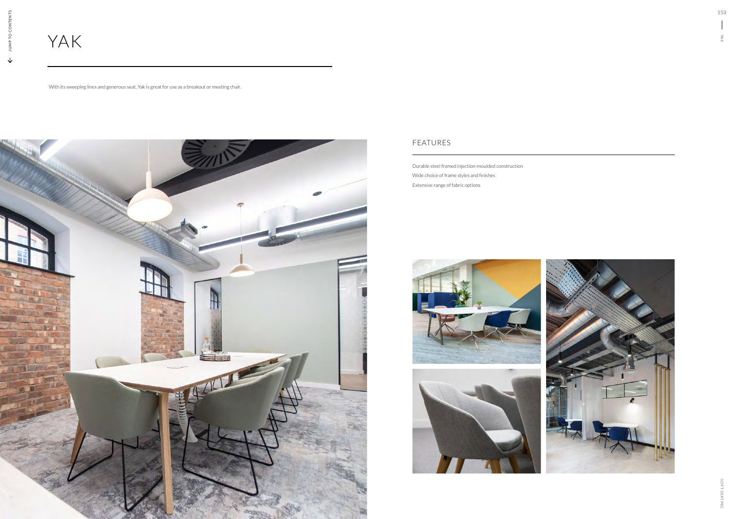# YAK

With its sweeping lines and generous seat, Yak is great for use as a breakout or meeting chair.

## FEATURES

Durable steel framed injection-moulded construction

Wide choice of frame styles and finishes

Extensive range of fabric options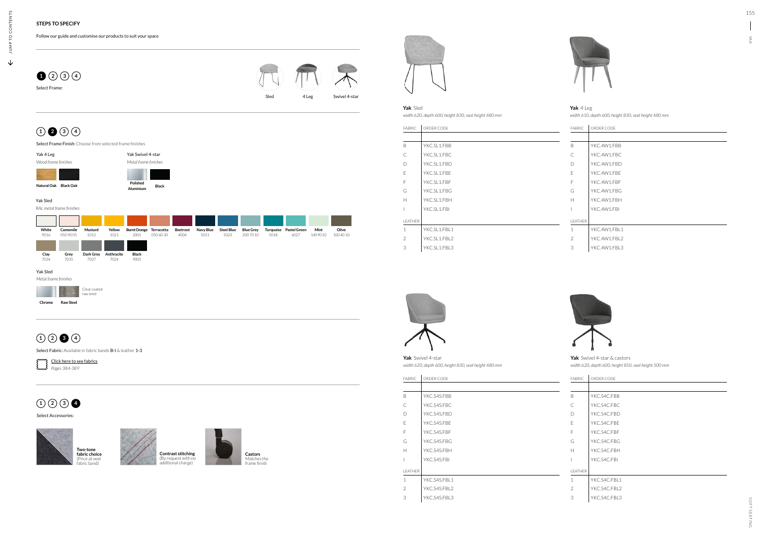## STEPS TO SPECIFY

Follow our guide and customise our products to suit your space

### 1

Select Frame:

Sled
4 Leg
Swivel 4-star

### 2

**Select Frame Finish:** Choose from selected frame finishes

**Yak 4 Leg**
*Wood frame finishes*

Natural Oak
Black Oak

**Yak Swivel 4-star**
*Metal frame finishes*

Polished Aluminium
Black

**Yak Sled**
*RAL metal frame finishes*

| White | Camomile | Mustard | Yellow | Burnt Orange | Terracotta | Beetroot | Navy Blue | Steel Blue | Blue Grey | Turquoise | Pastel Green | Mint | Olive |
|---|---|---|---|---|---|---|---|---|---|---|---|---|---|
| 9016 | 050 90 05 | 1012 | 1021 | 2001 | 050 60 30 | 4004 | 5011 | 5023 | 200 70 10 | 5018 | 6027 | 140 90 10 | 100 40 10 |

| Clay | Grey | Dark Grey | Anthracite | Black |
|---|---|---|---|---|
| 7034 | 7035 | 7037 | 7024 | 9005 |

**Yak Sled**
*Metal frame finishes*

Chrome
Raw Steel — Clear coated raw steel

### 3

**Select Fabric:** Available in fabric bands **B-I** & leather **1-3**

Click here to see fabrics
*Pages 384-389*

### 4

Select Accessories:

**Two-tone fabric choice** (Price at next fabric band)

**Contrast stitching** (By request with no additional charge)

**Castors** Matches the frame finish

---

**Yak** Sled
*width 620, depth 600, height 830, seat height 480 mm*

| FABRIC | ORDER CODE |
|---|---|
| B | YKC.SL1.FBB |
| C | YKC.SL1.FBC |
| D | YKC.SL1.FBD |
| E | YKC.SL1.FBE |
| F | YKC.SL1.FBF |
| G | YKC.SL1.FBG |
| H | YKC.SL1.FBH |
| I | YKC.SL1.FBI |
| LEATHER | |
| 1 | YKC.SL1.FBL1 |
| 2 | YKC.SL1.FBL2 |
| 3 | YKC.SL1.FBL3 |

**Yak** 4 Leg
*width 610, depth 600, height 830, seat height 480 mm*

| FABRIC | ORDER CODE |
|---|---|
| B | YKC.4W1.FBB |
| C | YKC.4W1.FBC |
| D | YKC.4W1.FBD |
| E | YKC.4W1.FBE |
| F | YKC.4W1.FBF |
| G | YKC.4W1.FBG |
| H | YKC.4W1.FBH |
| I | YKC.4W1.FBI |
| LEATHER | |
| 1 | YKC.4W1.FBL1 |
| 2 | YKC.4W1.FBL2 |
| 3 | YKC.4W1.FBL3 |

**Yak** Swivel 4-star
*width 620, depth 600, height 830, seat height 480 mm*

| FABRIC | ORDER CODE |
|---|---|
| B | YKC.S4S.FBB |
| C | YKC.S4S.FBC |
| D | YKC.S4S.FBD |
| E | YKC.S4S.FBE |
| F | YKC.S4S.FBF |
| G | YKC.S4S.FBG |
| H | YKC.S4S.FBH |
| I | YKC.S4S.FBI |
| LEATHER | |
| 1 | YKC.S4S.FBL1 |
| 2 | YKC.S4S.FBL2 |
| 3 | YKC.S4S.FBL3 |

**Yak** Swivel 4-star & castors
*width 620, depth 600, height 850, seat height 500 mm*

| FABRIC | ORDER CODE |
|---|---|
| B | YKC.S4C.FBB |
| C | YKC.S4C.FBC |
| D | YKC.S4C.FBD |
| E | YKC.S4C.FBE |
| F | YKC.S4C.FBF |
| G | YKC.S4C.FBG |
| H | YKC.S4C.FBH |
| I | YKC.S4C.FBI |
| LEATHER | |
| 1 | YKC.S4C.FBL1 |
| 2 | YKC.S4C.FBL2 |
| 3 | YKC.S4C.FBL3 |